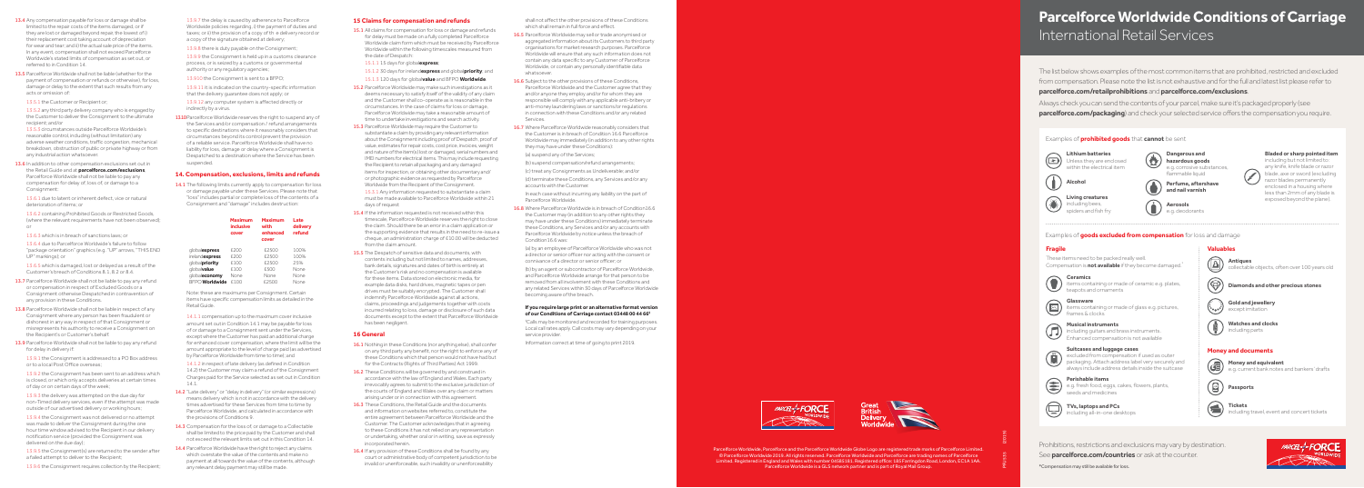13.4 Any compensation payable for loss or damage shall be limited to the repair costs of the items damaged, or if they are lost or damaged beyond repair the lowest of i) their replacement cost taking account of depreciation for wear and tear; and ii) the actual sale price of the items. In any event, compensation shall not exceed Parcelforce Worldwide's stated limits of compensation as set out, or referred to in Condition 14.

13.5 Parcelforce Worldwide shall not be liable (whether for the payment of compensation or refunds or otherwise), for loss, damage or delay to the extent that such results from any acts or omission of:

13.5.1 the Customer or Recipient or;

13.5.2 any third party delivery company who is engaged by the Customer to deliver the Consignment to the ultimate recipient; and/or

13.5.3 circumstances outside Parcelforce Worldwide's reasonable control, including (without limitation) any adverse weather conditions, traffic congestion, mechanical breakdown, obstruction of public or private highway or from any industrial action whatsoever.

13.6 In addition to other compensation exclusions set out in the Retail Guide and at **parcelforce.com/exclusions** Parcelforce Worldwide shall not be liable to pay any compensation for delay of, loss of, or damage to a Consignment:

13.6.1 due to latent or inherent defect, vice or natural deterioration of items; or

13.6.2 containing Prohibited Goods or Restricted Goods, (where the relevant requirements have not been observed) or

13.6.3 which is in breach of sanctions laws; or

13.6.4 due to Parcelforce Worldwide's failure to follow "package orientation" graphics (e.g. "UP" arrows, "THIS END UP" markings); or

13.6.5 which is damaged, lost or delayed as a result of the Customer's breach of Conditions 8.1, 8.2 or 8.4.

13.7 Parcelforce Worldwide shall not be liable to pay any refund or compensation in respect of Excluded Goods or a Consignment otherwise Despatched in contravention of any provision in these Conditions.

13.8 Parcelforce Worldwide shall not be liable in respect of any Consignment where any person has been fraudulent or dishonest in any way in respect of that Consignment or misrepresents his authority to receive a Consignment on the Recipient's or Customer's behalf.

13.9 Parcelforce Worldwide shall not be liable to pay any refund for delay in delivery if:

13.9.1 the Consignment is addressed to a PO Box address or to a local Post Office overseas;

13.9.2 the Consignment has been sent to an address which is closed, or which only accepts deliveries at certain times of day or on certain days of the week;

13.9.3 the delivery was attempted on the due day for non-Timed delivery services, even if the attempt was made outside of our advertised delivery or working hours;

13.9.4 the Consignment was not delivered or no attempt was made to deliver the Consignment during the one hour time window advised to the Recipient in our delivery notification service (provided the Consignment was delivered on the due day);

13.9.5 the Consignment(s) are returned to the sender after a failed attempt to deliver to the Recipient;

13.9.6 the Consignment requires collection by the Recipient;

13.9.7 the delay is caused by adherence to Parcelforce Worldwide policies regarding: i) the payment of duties and taxes; or ii) the provision of a copy of th e delivery record or a copy of the signature obtained at delivery;

13.9.8 there is duty payable on the Consignment;

13.9.9 the Consignment is held up in a customs clearance process, or is seized by a customs or governmental authority or any regulatory agencies;

13.9.10 the Consignment is sent to a BFPO;

13.9.11 it is indicated on the country-specific information that the delivery guarantee does not apply; or

13.9.12 any computer system is affected directly or indirectly by a virus.

13.10 Parcelforce Worldwide reserves the right to suspend any of the Services and/or compensation / refund arrangements to specific destinations where it reasonably considers that circumstances beyond its control prevent the provision of a reliable service. Parcelforce Worldwide shall have no liability for loss, damage or delay where a Consignment is Despatched to a destination where the Service has been suspended.

## 14. Compensation, exclusions, limits and refunds

14.1 The following limits currently apply to compensation for loss or damage payable under these Services. Please note that "loss" includes partial or complete loss of the contents of a Consignment and "damage" includes destruction:

| | Maximum inclusive cover | Maximum with enhanced cover | Late delivery refund |
|---|---|---|---|
| global**express** | £200 | £2500 | 100% |
| ireland**express** | £200 | £2500 | 100% |
| global**priority** | £100 | £2500 | 25% |
| global**value** | £100 | £300 | None |
| global**economy** | None | None | None |
| BFPO **Worldwide** | £100 | £2500 | None |

Note: these are maximums per Consignment. Certain items have specific compensation limits as detailed in the Retail Guide.

14.1.1 compensation up to the maximum cover inclusive amount set out in Condition 14.1 may be payable for loss of or damage to a Consignment sent under the Services, except where the Customer has paid an additional charge for enhanced cover compensation, where the limit will be the amount appropriate to the level of charge paid (as advertised by Parcelforce Worldwide from time to time); and

14.1.2 in respect of late delivery (as defined in Condition 14.2) the Customer may claim a refund of the Consignment Charges paid for the Service selected as set out in Condition 14.1.

14.2 "Late delivery" or "delay in delivery" (or similar expressions) means delivery which is not in accordance with the delivery times advertised for these Services from time to time by Parcelforce Worldwide, and calculated in accordance with the provisions of Conditions 9.

14.3 Compensation for the loss of, or damage to a Collectable shall be limited to the price paid by the Customer and shall not exceed the relevant limits set out in this Condition 14.

14.4 Parcelforce Worldwide have the right to reject any claims which overstate the value of the contents and make no payment at all towards the value of the contents, although any relevant delay payment may still be made.

## 15 Claims for compensation and refunds

15.1 All claims for compensation for loss or damage and refunds for delay must be made on a fully completed Parcelforce Worldwide claim form which must be received by Parcelforce Worldwide within the following timescales measured from the date of Despatch:

15.1.1 15 days for global**express**;

15.1.2 30 days for ireland**express** and global**priority**; and

15.1.3 120 days for global**value** and BFPO **Worldwide**.

15.2 Parcelforce Worldwide may make such investigations as it deems necessary to satisfy itself of the validity of any claim and the Customer shall co-operate as is reasonable in the circumstances. In the case of claims for loss or damage, Parcelforce Worldwide may take a reasonable amount of time to undertake investigations and search activity.

15.3 Parcelforce Worldwide may require the Customer to substantiate a claim by providing any relevant information about the Consignment including proof of Despatch, proof of value, estimates for repair costs, cost price, invoices, weight and nature of the item(s) lost or damaged, serial numbers and IMEI numbers for electrical items. This may include requesting the Recipient to retain all packaging and any damaged items for inspection, or obtaining other documentary and/ or photographic evidence as requested by Parcelforce Worldwide from the Recipient of the Consignment.

15.3.1 Any information requested to substantiate a claim must be made available to Parcelforce Worldwide within 21 days of request.

15.4 If the information requested is not received within this timescale, Parcelforce Worldwide reserves the right to close the claim. Should there be an error in a claim application or the supporting evidence that results in the need to re-issue a cheque, an administration charge of £10.00 will be deducted from the claim amount.

15.5 The Despatch of sensitive data and documents, with contents including but not limited to names, addresses, bank details, signatures and dates of birth is entirely at the Customer's risk and no compensation is available for these items. Data stored on electronic media, for example data disks, hard drives, magnetic tapes or pen drives must be suitably encrypted. The Customer shall indemnify Parcelforce Worldwide against all actions, claims, proceedings and judgements together with costs incurred relating to loss, damage or disclosure of such data documents except to the extent that Parcelforce Worldwide has been negligent.

## 16 General

16.1 Nothing in these Conditions (nor anything else), shall confer on any third party any benefit, nor the right to enforce any of these Conditions which that person would not have had but for the Contracts (Rights of Third Parties) Act 1999.

16.2 These Conditions will be governed by and construed in accordance with the law of England and Wales. Each party irrevocably agrees to submit to the exclusive jurisdiction of the courts of England and Wales over any claim or matters arising under or in connection with this agreement.

16.3 These Conditions, the Retail Guide and the documents and information on websites referred to, constitute the entire agreement between Parcelforce Worldwide and the Customer. The Customer acknowledges that in agreeing to these Conditions it has not relied on any representation or undertaking, whether oral or in writing, save as expressly incorporated herein.

16.4 If any provision of these Conditions shall be found by any court or administrative body of competent jurisdiction to be invalid or unenforceable, such invalidity or unenforceability shall not affect the other provisions of these Conditions which shall remain in full force and effect.

16.5 Parcelforce Worldwide may sell or trade anonymised or aggregated information about its Customers to third party organisations for market research purposes. Parcelforce Worldwide will ensure that any such information does not contain any data specific to any Customer of Parcelforce Worldwide, or contain any personally identifiable data whatsoever.

16.6 Subject to the other provisions of these Conditions, Parcelforce Worldwide and the Customer agree that they and/or anyone they employ and/or for whom they are responsible will comply with any applicable anti-bribery or anti-money laundering laws or sanctions/or regulations in connection with these Conditions and/or any related Services.

16.7 Where Parcelforce Worldwide reasonably considers that the Customer is in breach of Condition 16.6 Parcelforce Worldwide may immediately (in addition to any other rights they may have under these Conditions):

(a) suspend any of the Services;

(b) suspend compensation/refund arrangements;

(c) treat any Consignments as Undeliverable; and/or

(d) terminate these Conditions, any Services and/or any accounts with the Customer.

In each case without incurring any liability on the part of Parcelforce Worldwide.

16.8 Where Parcelforce Worldwide is in breach of Condition 16.6 the Customer may (in addition to any other rights they may have under these Conditions) immediately terminate these Conditions, any Services and/or any accounts with Parcelforce Worldwide by notice unless the breach of Condition 16.6 was:

(a) by an employee of Parcelforce Worldwide who was not a director or senior officer nor acting with the consent or connivance of a director or senior officer; or

(b) by an agent or subcontractor of Parcelforce Worldwide, and Parcelforce Worldwide arrange for that person to be removed from all involvement with these Conditions and any related Services within 30 days of Parcelforce Worldwide becoming aware of the breach.

**If you require large print or an alternative format version of our Conditions of Carriage contact 03448 00 44 66***

*Calls may be monitored and recorded for training purposes. Local call rates apply. Call costs may vary depending on your service provider.

Information correct at time of going to print 2019.

Parcelforce Worldwide, Parcelforce and the Parcelforce Worldwide Globe Logo are registered trade marks of Parcelforce Limited. © Parcelforce Worldwide 2019. All rights reserved. Parcelforce Worldwide and Parcelforce are trading names of Parcelforce Limited. Registered in England and Wales with number 04585181. Registered office: 185 Farringdon Road, London, EC1A 1AA. Parcelforce Worldwide is a GLS network partner and is part of Royal Mail Group.

# Parcelforce Worldwide Conditions of Carriage

## International Retail Services

The list below shows examples of the most common items that are prohibited, restricted and excluded from compensation. Please note the list is not exhaustive and for the full and latest list please refer to **parcelforce.com/retailprohibitions** and **parcelforce.com/exclusions**.

Always check you can send the contents of your parcel, make sure it's packaged properly (see **parcelforce.com/packaging**) and check your selected service offers the compensation you require.

### Examples of **prohibited goods** that **cannot** be sent

- **Lithium batteries** Unless they are enclosed within the electrical item
- **Alcohol**
- **Living creatures** including bees, spiders and fish fry
- **Dangerous and hazardous goods** e.g. corrosive substances, flammable liquid
- **Perfume, aftershave and nail varnish**
- **Aerosols** e.g. deodorants
- **Bladed or sharp pointed item** including but not limited to: any knife, knife blade or razor blade, axe or sword (excluding razor blades permanently enclosed in a housing where less than 2mm of any blade is exposed beyond the plane).

### Examples of **goods excluded from compensation** for loss and damage

**Fragile**

These items need to be packed really well. Compensation is **not available** if they become damaged.*

- **Ceramics** Items containing or made of ceramic e.g. plates, teapots and ornaments
- **Glassware** Items containing or made of glass e.g. pictures, frames & clocks
- **Musical instruments** including guitars and brass instruments. Enhanced compensation is not available
- **Suitcases and luggage cases** excluded from compensation if used as outer packaging. Attach address label very securely and always include address details inside the suitcase
- **Perishable items** e.g. fresh food, eggs, cakes, flowers, plants, seeds and medicines
- **TVs, laptops and PCs** including all-in-one desktops

**Valuables**

- **Antiques** collectable objects, often over 100 years old
- **Diamonds and other precious stones**
- **Gold and jewellery** except imitation
- **Watches and clocks** including parts

**Money and documents**

- **Money and equivalent** e.g. current bank notes and bankers' drafts
- **Passports**
- **Tickets** including travel, event and concert tickets

Prohibitions, restrictions and exclusions may vary by destination. See **parcelforce.com/countries** or ask at the counter.

*Compensation may still be available for loss.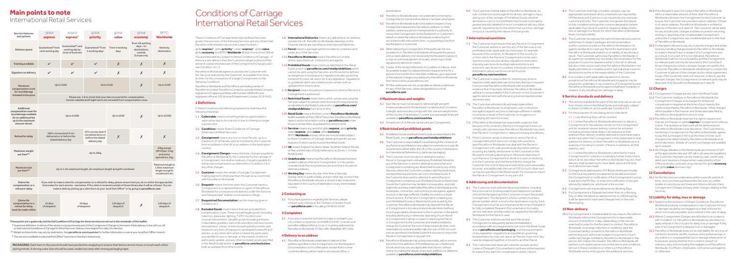# Main points to note

## International Retail Services

| Service features and options | global **express** | ireland **express**^ | global **priority** | global **value** | global **economy** | BFPO **Worldwide** |
|---|---|---|---|---|---|---|
| Delivery speed | Guaranteed* from next working day | Guaranteed* next working day by close of business | Guaranteed* from 3 working days | From 4 working days | From 28 working days – to destinations outside Europe only | Varies by destination |
| Tracking available | ✓ | ✓ | ✓ | ✗ | ✗ | ✗ |
| Signature on delivery | ✓ | ✓ | ✓ | ✗ | ✗ | ✗ |
| Maximum compensation cover for loss/damage included in the price | Up to £200 | | Up to £100 | | | Up to £100 |
| | Please see 1.8 to check that your item is covered for compensation. Certain valuable and fragile items are excluded from compensation cover. | | | | | |
| Additional compensation cover for loss/damage available for an additional fee up to the maximum amount shown | Up to £2500 | | Up to £500 | | ✗ | Up to £2500 |
| Refund for delay | 100% money back if not delivered on or before the stated delivery day | | 25% money back if not delivered on or before the stated delivery day | ✗ | ✗ | ✗ |
| Maximum weight per item** | Up to 30kg | | | | | 30kg except HM Ships: 15kg and some operations: 2kg |
| Maximum size per item** | Up to 1.5m maximum length, 3m maximum length and girth combined | | | | | Maximum length is 1.05m maximum length and girth combined is 2m |
| Claims for compensation or a refund for delay | If you wish to make a claim for compensation or a refund for delay, please ensure that you do so within the appropriate timescales for each service – see below. If the claim is received outside of these timescales it will be refused. You can make a claim by picking up a claim form at your local Post Office® or by going to **parcelforce.com** | | | | | |
| Claims for compensation or a refund for delay must be made within | 15 days of despatch | | 30 days of despatch | | 120 days of despatch | 120 days of despatch |

**These points are a guide only and the full Conditions of Carriage for these services are set out in the remainder of this leaflet.**

\* Guarantee definition: A refund of the whole or a proportionate part of the Consignment Charges in the event of late delivery in line with our UK or International Conditions of Carriage for Retail Services. Delivery time begins from date of collection.

** Weight and size limits may vary by destination. See **parcelforce.com/countries** for further information or ask at your local Post Office® branch.

^ This service is available in selected Post Office® branches in Northern Ireland only.

**PACKAGING:** Each item in the parcel should have protective wrapping to ensure that items cannot move or touch each other during transit. A strong outer box should be used, sealed securely with strong packaging tape.

# Conditions of Carriage International Retail Services

These Conditions of Carriage (International Retail Services) govern the provision of the following Services and any others that Parcelforce Worldwide may provide subject to them – global**express**\*, global**priority**\*, ireland**express**\*, global**value**, global**economy** and BFPO **Worldwide** (British Forces Post Office). \*Guaranteed delivery subject to these Conditions of Carriage – if there is a late delivery then the Customer will get a refund of the whole or a proportionate part of the Consignment Charges paid – see Condition 14.1.2.

Parcelforce Worldwide agrees to provide the Customer with the Services selected by the Customer, as available from time to time, for the conveyance of a single Consignment on the following Conditions.

Parcelforce Worldwide and Parcelforce are trading names of Parcelforce Limited. Parcelforce Limited is a private limited company registered in England and Wales with number 04585181 and registered office at 100 Victoria Embankment, London, EC4Y 0HQ.

## 1 Definitions

In these Conditions the following expressions shall have the following meanings:

**1.1 Collectable** means something that has appreciated in value either due to its scarcity or due to being no longer in production.

**1.2 Conditions** means these Conditions of Carriage (International Retail Services).

**1.3 Consignment** means any one or more Parcels, up to a maximum of 15 Parcels, sent at one time by the Customer from an address in the UK to an address in the destination country.

**1.4 Consignment Charges** means the basic charges payable to Parcelforce Worldwide by the Customer for the carriage of a Consignment, but shall exclude any charge(s) payable for enhanced compensation as referred to in Condition 14 or any other charges.

**1.5 Customer** means the sender of a single Consignment making payment otherwise than through an account held with Parcelforce Worldwide.

**1.6 Despatch** means the time when the Customer hands a Consignment to a representative or agent of Parcelforce Worldwide for conveyance and delivery under the Services and "Despatched" shall be construed accordingly.

**1.7 Despatched Documentation** has the meaning given in Condition 8.1.

**1.8 Excluded Goods** means items that are excluded from compensation cover. These include fragile goods (including ceramics, glassware, lighting, TV/PC monitors and musical instruments), valuable goods (including antiques, Collectables, jewellery, diamonds and other precious stones and watches), money, tickets (including lottery tickets and tickets for any form of transport), perishable foodstuffs and articles, or any other item which is inherently particularly susceptible to loss or damage, or the market of which is particularly variable, and any other excluded goods specified in the Retail Guide and/or at **parcelforce.com/exclusions** both as updated from time to time.

**1.9 International Deliveries** means any deliveries to an address outside the UK. Parcelforce Worldwide deliveries to the Channel Islands are classified as International Deliveries.

**1.10 Parcel** means a package (which includes its contents) sent under any of the Services.

**1.11 Parcelforce Worldwide** means Parcelforce Limited, and its appointed sub-contractors and agents.

**1.12 Prohibited Goods** means items as identified in the Retail Guide and/or at **parcelforce.com/prohibitedgoods** which cannot be sent using the Services, and those items defined as dangerous or hazardous by regulatory bodies governing transport by road, rail, sea or air in any legislation, regulations or guidelines which are unlawful to be carried, both as updated from time to time.

**1.13 Recipient** means the person or persons to whom a Parcel or a Consignment is addressed.

**1.14 Restricted Goods** means items which can be sent using the Services subject to certain restrictions and/or requirements as identified in the Retail Guide and/or at **parcelforce.com/retailprohibitions** from time to time.

**1.15 Retail Guide** means the then current **Parcelforce Worldwide** leaflet available at Post Office® branches, Parcelforce Worldwide depots and/or information online at **parcelforce.com** under those or similar titles, as updated from time to time.

**1.16 Services** means any and all of global**express**, global**priority**, ireland**express**, global**value**, global**economy**, BFPO **Worldwide** and any other services provided subject to these Conditions of Carriage; details and specific service features of which can be found in the Retail Guide.

**1.17 UK** means England, Scotland, Wales, Northern Ireland, the Isle of Man and the Isles of Scilly (referred to as Zones 1–3 in the Retail Guide).

**1.18 Undeliverable** means that Parcelforce Worldwide has been unable to deliver a Parcel or Consignment, or in its opinion considers that the circumstances are such that it should not attempt a delivery.

**1.19 Working Day** means any day other than a Saturday, Sunday, bank or public holiday, and any other day on which the Parcelforce Worldwide network is closed. It also means the equivalent in the country of destination or any intermediate country.

## 2 Contacting us

**2.1** If you have questions regarding the Services, please contact us by clicking on the 'Contact Us' button found on **parcelforce.com** or by calling 03448 00 44 66[1].

## 3 Complaints

**3.1** If you are a consumer and wish to make a complaint, you can contact us by phone on 03448 00 44 66[1], or email us at parcelforce@parcelforce.co.uk or in writing addressed to Parcelforce Worldwide, PO Box 486, Wakefield, WF1 9AG.

## 4 Delivery to an address

**4.1** Parcelforce Worldwide undertakes to deliver to the address specified on the Consignment or the Despatch Documentation, not to a Recipient, except that in some countries delivery will be made to a local post office or postal depot.

**4.2** Parcelforce Worldwide does not undertake to intercept a Consignment in transit before delivery has been attempted.

**4.3** Parcelforce Worldwide shall not be liable in respect of any Consignment delivered to the delivery address or other address, where any person (representing it is someone's) behalf who may receive the Consignment on the Recipient's or Customer's behalf or where Parcelforce Worldwide is delivering it in accordance with instructions from, or purporting to be from the Recipient or Customer.

**4.4** When delivering a Consignment, if the particular Service provides for it, Parcelforce Worldwide may request the person who accepts delivery (not necessarily the Recipient in person) to sign an acknowledgement of receipt, which may include signature by electronic means.

**4.5** Copies of the receipt referred to in Condition 4.4 above, shall be available (subject to data protection requirements) for a period of six months from the date of delivery, upon payment of the relevant charges as published by Parcelforce Worldwide from time to time at parcelforce.com.

**4.6** PO Box addresses are not acceptable as delivery addresses for any of the Services, unless designated as such at **parcelforce.com**.

## 5 Maximum sizes and weights

**5.1** Each Parcel must not exceed 3 metres length and girth (measured around its thickest part) combined and 1.5 metres in length, and must also comply with the size and weight limits of the country of destination. Current size and weight limits are available at **parcelforce.com/countries**.

**5.2** A maximum of 15 Parcels can be sent per Consignment.

## 6 Restricted and prohibited goods

**6.1** Prohibited Goods and Restricted Goods are described in the Retail Guide and at **parcelforce.com/retailprohibitions**.

**6.2** The Customer is responsible for ascertaining if the contents of any Parcel are prohibited or are subject to restrictions or specific requirements either within the UK or the country of destination for International Deliveries (e.g. particular packaging).

**6.3** The Customer must not send or attempt to send a Parcel or Consignment containing any Prohibited Goods by any of the Services or send or attempt to send a Parcel or Consignment containing any Restricted Goods by any of the Services unless the Customer complies with the restrictions and specified requirements set out in the Retail Guide. If the Customer does send or attempt to send a Parcel or Consignment containing such Prohibited Goods or Restricted Goods the Customer may be liable to prosecution, and shall indemnify and keep indemnified Parcelforce Worldwide and its employees, contractors, subcontractors and agents against any loss or damage suffered, including economic loss as a result of such actions. If a Parcel or Consignment containing any such Prohibited Goods or Restricted Goods is sent by the Customer, Parcelforce Worldwide may deal with the Parcel or Consignment in its sole and absolute discretion (without incurring any liability whatsoever to the Customer or Recipient) including destroying or otherwise disposing of such Parcel or Consignment in whole or in part or returning the Parcel or Consignment to the Customer, and shall be entitled to charge the Customer the cost of disposal and all other costs reasonably incurred and additionally the sum of £20, (or such sum as specified in the Retail Guide) if it chooses to return the Parcel or Consignment or any part of it.

**6.4** Parcelforce Worldwide may acting reasonably add or remove items from the definition of Prohibited Goods or Restricted Goods (and may vary any applicable restrictions), without notice, by making the details of any such additions or deletions available at **parcelforce.com/retailprohibitions**.

**6.5** The Customer shall be liable to Parcelforce Worldwide, its sub-contractors and its agents for all loss, damage or injury arising out of the carriage of Prohibited Goods whether declared as such or not and Restricted Goods not properly packed and duly labelled (or not in compliance with any other specific requirements) to the extent that such loss, damage or injury is caused by the nature of those goods.

## 7 International sanctions

**7.1** The Customer must ensure that any Parcel or Consignment the Customer wishes to send by any of the Services is not prohibited under applicable sanctions laws, for example because of its contents, its Recipient or the country to or from which the Parcel or Consignment is to be sent. Sanctions laws includes all laws, regulations and orders imposing sanctions (including trade restrictions and economic sanctions) on countries, individuals or entities. Information about sanctions can be found at **parcelforce.com/sanctions**.

**7.2** The Customer is responsible for obtaining any licence required under applicable sanctions laws and (upon request) must provide Parcelforce Worldwide with acceptable evidence that it has been obtained. Parcelforce Worldwide will bear no responsibility if the Customer or the Customer's agents send an item with the wrong licence required under sanctions laws.

**7.3** The Customer will indemnify and keep indemnified Parcelforce Worldwide, its employees, sub-contractors and agents against any loss or damage suffered or liability incurred as a result of the Customer or its agents not complying with sanctions laws.

**7.4** If Parcelforce Worldwide has reasonable suspicion that because of its contents a Parcel or Consignment does not comply with sanctions laws Parcelforce Worldwide may deal with it and is not responsible for any delay or proceeding and delivery.

**7.5** If the Customer sends or attempts to send a Parcel or Consignment which does not comply with sanctions laws Parcelforce Worldwide may deal with the Parcel or Consignment in its sole and absolute discretion (without incurring any liability whatsoever to the Customer or the Recipient) including destroying or otherwise disposing of such Parcel or Consignment in whole or in part, or returning it to the Customer, and shall be entitled to charge the Customer the cost of disposal and all other costs incurred, and additionally the sum of £20, (or such other sum as may be specified in the Retail Guide) if it chooses to return the Parcel or Consignment or any part of it.

## 8 Addressing and documentation

**8.1** The Customer shall write the full postal address, including the postcode (or local equivalent) and telephone numbers of both the Recipient and the Customer on each Parcel and Consignment. The Recipient's telephone number must be a phone number which is local to the destination country. Each Consignment must be accompanied at the time of Despatch by fully completed Despatch Documentation (including service indicators and barcodes) as supplied by Parcelforce Worldwide for the Service used.

**8.2** The Customer shall ensure that each Parcel and Consignment is adequately packed and labelled in accordance with any requirements set out in the Retail Guide and at **parcelforce.com/packaging** and the requirements of any legislation, regulations and guidelines governing transportation by road, rail, sea or air. Parcels must not in any case be strapped together or bound to another Parcel.

**8.3** The Customer shall retain all Customer receipts and/or copies of Despatch Documentation as these will be required to support any claim for compensation and/or refund.

**8.4** The Customer shall fully complete, prepare, sign (as appropriate) and attach all documentation as required by HM Revenue and Customs or as required by any overseas customs authority. The Customer recognises that failure to fully complete and sign the customs declaration (where applicable) may result in customs clearance delays and/or loss or damage to a Parcel, for which Parcelforce Worldwide bears no responsibility.

**8.5** The Customer recognises the right of international customs authorities to inspect packages and documentation and for customs to instruct Parcelforce Worldwide or its agents worldwide to open any Parcel for examination and Parcelforce Worldwide shall incur no liability of any kind as a result. The Customer authorises Parcelforce Worldwide or its agents to complete any necessary documentation for the purpose of customs clearance either in the UK or abroad, but also notes and accepts that Parcelforce Worldwide is not generally permitted to complete and/or sign individual customs declarations as this is the responsibility of the Customer.

**8.6** In accordance with applicable regulations in various jurisdictions Parcelforce Worldwide and its agents may be required to undertake X-ray screening of Consignments and Parcelforce Worldwide and its agents shall have no liability in respect of any resulting loss, damage or delay.

## 9 Service standards and delivery

**9.1** The service standards for each of the Services are as set out from time to time in the Retail Guide and shall apply subject to these Conditions, and in particular Condition 9.2.

**9.2** For the purposes of calculating service standards:

9.2.1 only Working Days will be counted;

9.2.2 where Parcelforce Worldwide attempts to deliver a Consignment to the address shown on the Consignment and for whatever reason delivery cannot be achieved (including unreasonable delay in acceptance at that address) then delivery shall be deemed to have taken place at the time when the Consignment is first presented to that address for delivery or when Parcelforce Worldwide puts a queuing or booking in system, if that is in operation at that address; and

9.2.3 where Parcelforce Worldwide is directed to hold a Consignment for collection or pending further instructions, (which at its discretion Parcelforce Worldwide may do), then delivery shall be deemed to have taken place at the time such direction was made.

**9.3** Consignments addressed to PO Boxes where permissible (or the local equivalent) are deemed to be delivered when the Consignment or notification of the Consignment's arrival is placed in the PO Box, or when the notification of arrival is advised by telephone, whichever is the sooner.

**9.4** Consignments will only be delivered on Working Days.

**9.5** If a Consignment is Despatched other than on a Working Day, or after the latest acceptance time on a Working Day, it will be deemed to have been Despatched on the next Working Day.

## 10 Non-delivery

**10.1** If a Consignment is Undeliverable for any reason, Parcelforce Worldwide will hold the Consignment for a reasonable amount of time (from 3 days, depending on the service selected) in order for the Recipient to contact Parcelforce Worldwide, to arrange collection or redelivery (and the Customer hereby consents to Parcelforce Worldwide performing such action) and subject to payment of such additional charges notified by Parcelforce Worldwide to the person who makes the request. Parcelforce Worldwide will perform such additional service on the terms and conditions set out in these Conditions or other such Parcelforce Worldwide terms which govern the additional services.

**10.2** If the Recipient does not contact Parcelforce Worldwide within a reasonable amount of time, then Parcelforce Worldwide will return the Consignment to the Customer, as long as the Customer has provided a return address. If there is no return address, Parcelforce Worldwide is entitled to dispose of the item as it sees fit. The Customer will be liable for any and all costs, charges and fees incurred in returning, storing or disposing of an Undeliverable Consignment, unless the Consignment was Undeliverable due to the fault of Parcelforce Worldwide.

**10.3** If a Recipient refuses to pay any customs charges and duties (and any handling charges levied by Parcelforce Worldwide in respect thereof) due in respect of a Consignment and as a result, it is or a part of it is not delivered, Parcelforce Worldwide shall not incur any liability, and the Consignment (or relevant part) will only be returned to the Customer if those charges plus return carriage charges are paid by the Customer. Parcelforce Worldwide will attempt to contact the Customer to advise of the charges and to obtain agreement to pay. If the Customer does not respond, or fails to pay the relevant charges, the Consignment (or relevant part) may be disposed of by Parcelforce Worldwide as it sees fit.

## 11 Charges

**11.1** Consignment Charges are set out in the Retail Guide.

**11.2** The Customer shall pay to Parcelforce Worldwide the Consignment Charges and charges for enhanced compensation required at the time of purchase by the method specified by Parcelforce Worldwide. Other charges will be payable in the manner and times also specified by Parcelforce Worldwide from time to time.

**11.3** Parcelforce Worldwide reserves the right to assess and impose surcharges on any Parcels or Consignments without notice. The duration and amount will be determined at Parcelforce Worldwide's sole discretion. The Customer by tendering a Consignment to Parcelforce Worldwide, agrees to pay the surcharges in force at the time of order, such charges to be determined by Parcelforce Worldwide at its entire discretion. Details of current surcharges are available upon request.

**11.4** All charges detailed in the Retail Guide are inclusive of VAT at the appropriate rate and VAT will in all cases be payable by the Customer. Payment can be made by cash, credit card, debit card, business cheque (when supported by a Post Office authority card) and using stamps (for global**economy** and global**value** services only).

## 12 Cancellations

**12.1** As the Services are undertaken within a specific period of time, once you have purchased the Services you will be unable to cancel your purchase and obtain a refund of any Consignment Charges and any other charges relating to the Services.

## 13 Liability for delay, loss or damage

**13.1** Subject to the provisions of these Conditions, Parcelforce Worldwide shall pay compensation to the Customer for loss or damage caused by its negligence or that of those for whom it is vicariously liable, and in both cases shall be limited to the following:

**12.2** Where Consignment Charges are refunded in accordance with Condition 14, Parcelforce Worldwide has discretion to apply refunds in full or in part for delay, loss or damage if only part of a Consignment is delayed, lost or damaged.

**13.3** Parcelforce Worldwide does not accept liability for any loss of contracts, business, profits, revenue, anticipated savings or any indirect or consequential loss or damage whatsoever or howsoever arising whether from contract, breach of statutory duty, tort (including the negligence of Parcelforce Worldwide its officers, employees, contractors and agents) or otherwise.